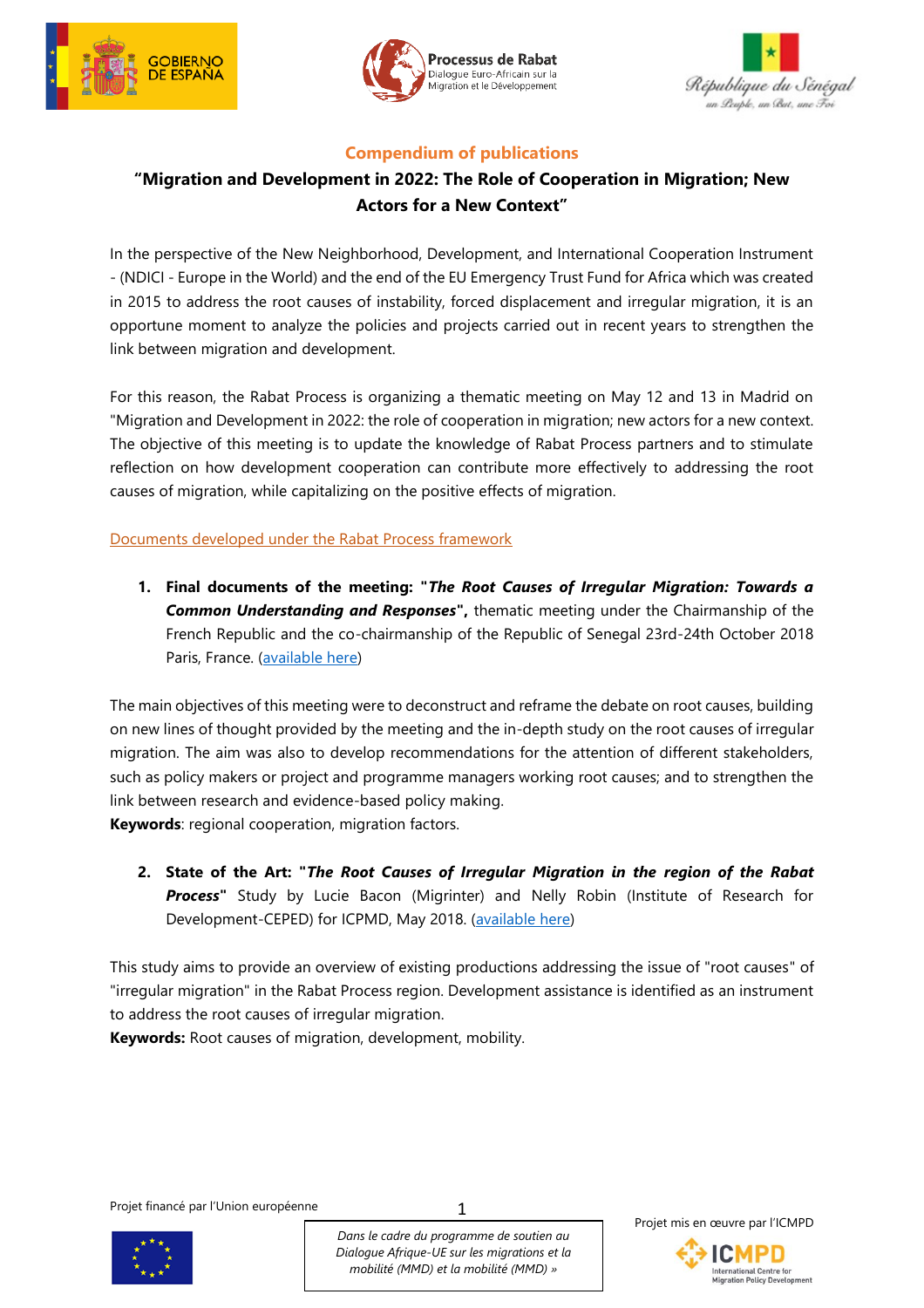## Compendium of publications

## "Migration and Development in 2022: The Role of Cooperation in Migration; New Actors for a New Context"

In the perspective of the New Neighborhood, Development, and International Cooperation Instrument - (NDICI - Europe in the World) and the end of the EU Emergency Trust Fund for Africa which was created in 2015 to address the root causes of instability, forced displacement and irregular migration, it is an opportune moment to analyze the policies and projects carried out in recent years to strengthen the link between migration and development.

For this reason, the Rabat Process is organizing a thematic meeting on May 12 and 13 in Madrid on "Migration and Development in 2022: the role of cooperation in migration; new actors for a new context. The objective of this meeting is to update the knowledge of Rabat Process partners and to stimulate reflection on how development cooperation can contribute more effectively to addressing the root causes of migration, while capitalizing on the positive effects of migration.

Documents developed under the Rabat Process framework

1. **Final documents of the meeting: "*The Root Causes of Irregular Migration: Towards a Common Understanding and Responses*",** thematic meeting under the Chairmanship of the French Republic and the co-chairmanship of the Republic of Senegal 23rd-24th October 2018 Paris, France. (available here)

The main objectives of this meeting were to deconstruct and reframe the debate on root causes, building on new lines of thought provided by the meeting and the in-depth study on the root causes of irregular migration. The aim was also to develop recommendations for the attention of different stakeholders, such as policy makers or project and programme managers working root causes; and to strengthen the link between research and evidence-based policy making.
**Keywords**: regional cooperation, migration factors.

2. **State of the Art: "*The Root Causes of Irregular Migration in the region of the Rabat Process*"** Study by Lucie Bacon (Migrinter) and Nelly Robin (Institute of Research for Development-CEPED) for ICPMD, May 2018. (available here)

This study aims to provide an overview of existing productions addressing the issue of "root causes" of "irregular migration" in the Rabat Process region. Development assistance is identified as an instrument to address the root causes of irregular migration.
**Keywords:** Root causes of migration, development, mobility.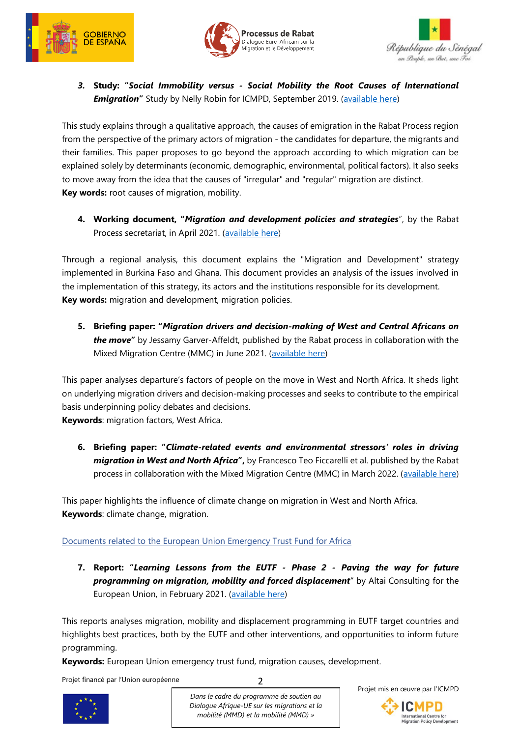3. **Study: "*Social Immobility versus - Social Mobility the Root Causes of International Emigration*"** Study by Nelly Robin for ICMPD, September 2019. (available here)

This study explains through a qualitative approach, the causes of emigration in the Rabat Process region from the perspective of the primary actors of migration - the candidates for departure, the migrants and their families. This paper proposes to go beyond the approach according to which migration can be explained solely by determinants (economic, demographic, environmental, political factors). It also seeks to move away from the idea that the causes of "irregular" and "regular" migration are distinct.
**Key words:** root causes of migration, mobility.

4. **Working document, "*Migration and development policies and strategies*"**, by the Rabat Process secretariat, in April 2021. (available here)

Through a regional analysis, this document explains the "Migration and Development" strategy implemented in Burkina Faso and Ghana. This document provides an analysis of the issues involved in the implementation of this strategy, its actors and the institutions responsible for its development.
**Key words:** migration and development, migration policies.

5. **Briefing paper: "*Migration drivers and decision-making of West and Central Africans on the move*"** by Jessamy Garver-Affeldt, published by the Rabat process in collaboration with the Mixed Migration Centre (MMC) in June 2021. (available here)

This paper analyses departure's factors of people on the move in West and North Africa. It sheds light on underlying migration drivers and decision-making processes and seeks to contribute to the empirical basis underpinning policy debates and decisions.
**Keywords**: migration factors, West Africa.

6. **Briefing paper: "*Climate-related events and environmental stressors' roles in driving migration in West and North Africa*",** by Francesco Teo Ficcarelli et al. published by the Rabat process in collaboration with the Mixed Migration Centre (MMC) in March 2022. (available here)

This paper highlights the influence of climate change on migration in West and North Africa.
**Keywords**: climate change, migration.

Documents related to the European Union Emergency Trust Fund for Africa

7. **Report: "*Learning Lessons from the EUTF - Phase 2 - Paving the way for future programming on migration, mobility and forced displacement*"** by Altai Consulting for the European Union, in February 2021. (available here)

This reports analyses migration, mobility and displacement programming in EUTF target countries and highlights best practices, both by the EUTF and other interventions, and opportunities to inform future programming.
**Keywords:** European Union emergency trust fund, migration causes, development.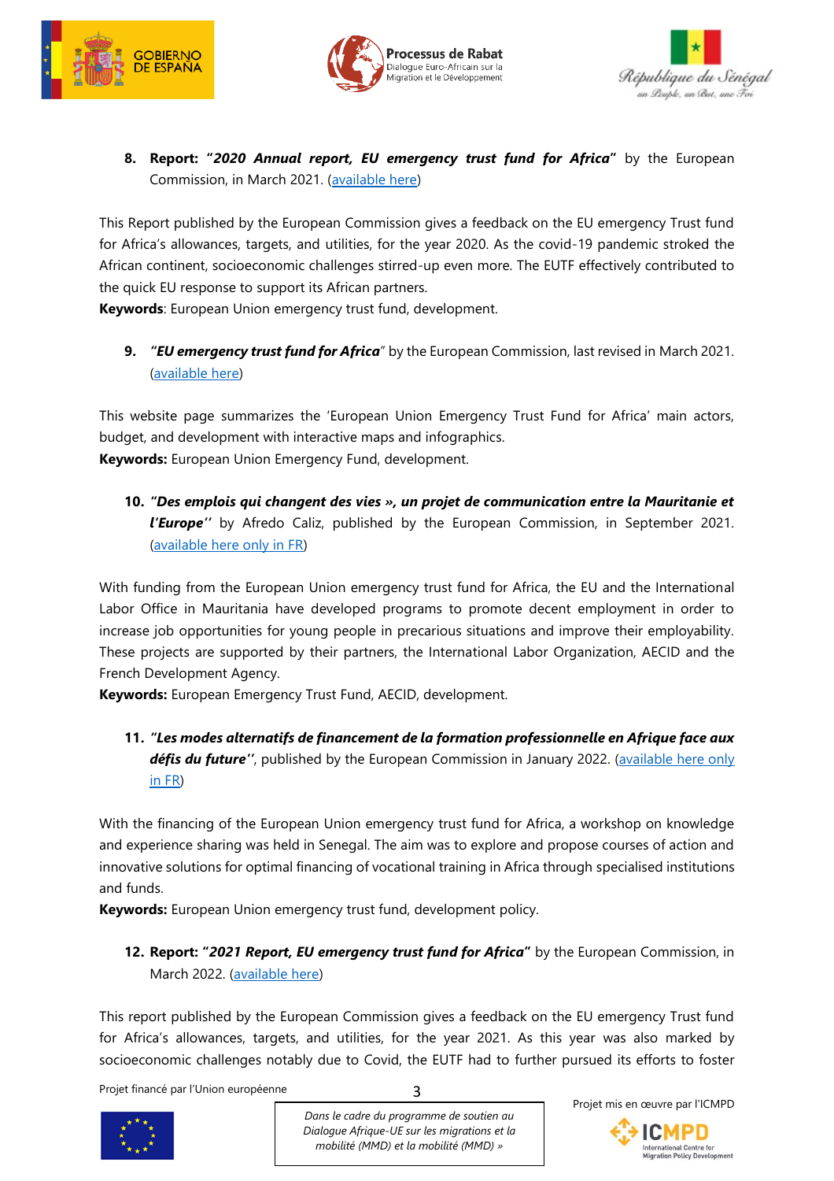8. **Report: "*2020 Annual report, EU emergency trust fund for Africa*"** by the European Commission, in March 2021. (available here)

This Report published by the European Commission gives a feedback on the EU emergency Trust fund for Africa's allowances, targets, and utilities, for the year 2020. As the covid-19 pandemic stroked the African continent, socioeconomic challenges stirred-up even more. The EUTF effectively contributed to the quick EU response to support its African partners.
**Keywords**: European Union emergency trust fund, development.

9. ***"EU emergency trust fund for Africa*"** by the European Commission, last revised in March 2021. (available here)

This website page summarizes the 'European Union Emergency Trust Fund for Africa' main actors, budget, and development with interactive maps and infographics.
**Keywords:** European Union Emergency Fund, development.

10. ***"Des emplois qui changent des vies », un projet de communication entre la Mauritanie et l'Europe''*** by Afredo Caliz, published by the European Commission, in September 2021. (available here only in FR)

With funding from the European Union emergency trust fund for Africa, the EU and the International Labor Office in Mauritania have developed programs to promote decent employment in order to increase job opportunities for young people in precarious situations and improve their employability. These projects are supported by their partners, the International Labor Organization, AECID and the French Development Agency.
**Keywords:** European Emergency Trust Fund, AECID, development.

11. ***"Les modes alternatifs de financement de la formation professionnelle en Afrique face aux défis du future''***, published by the European Commission in January 2022. (available here only in FR)

With the financing of the European Union emergency trust fund for Africa, a workshop on knowledge and experience sharing was held in Senegal. The aim was to explore and propose courses of action and innovative solutions for optimal financing of vocational training in Africa through specialised institutions and funds.
**Keywords:** European Union emergency trust fund, development policy.

12. **Report: "*2021 Report, EU emergency trust fund for Africa*"** by the European Commission, in March 2022. (available here)

This report published by the European Commission gives a feedback on the EU emergency Trust fund for Africa's allowances, targets, and utilities, for the year 2021. As this year was also marked by socioeconomic challenges notably due to Covid, the EUTF had to further pursued its efforts to foster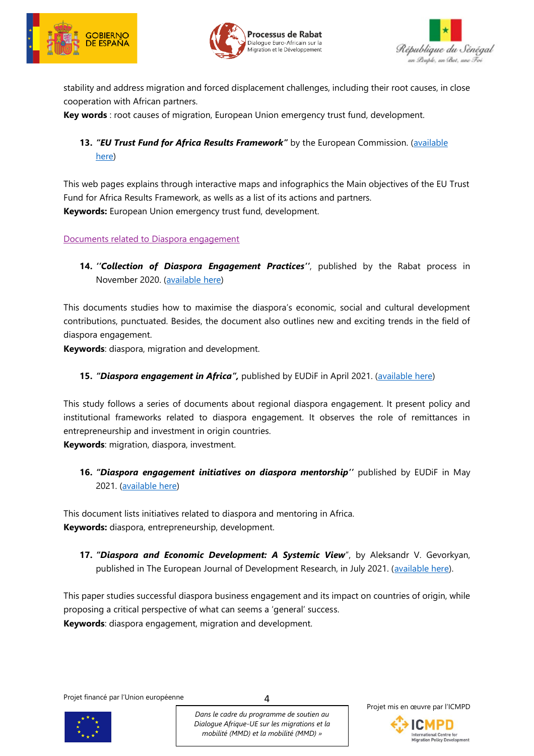stability and address migration and forced displacement challenges, including their root causes, in close cooperation with African partners.
**Key words** : root causes of migration, European Union emergency trust fund, development.

13. ***"EU Trust Fund for Africa Results Framework"*** by the European Commission. (available here)

This web pages explains through interactive maps and infographics the Main objectives of the EU Trust Fund for Africa Results Framework, as wells as a list of its actions and partners.
**Keywords:** European Union emergency trust fund, development.

Documents related to Diaspora engagement

14. ***''Collection of Diaspora Engagement Practices''***, published by the Rabat process in November 2020. (available here)

This documents studies how to maximise the diaspora's economic, social and cultural development contributions, punctuated. Besides, the document also outlines new and exciting trends in the field of diaspora engagement.
**Keywords**: diaspora, migration and development.

15. ***"Diaspora engagement in Africa",*** published by EUDiF in April 2021. (available here)

This study follows a series of documents about regional diaspora engagement. It present policy and institutional frameworks related to diaspora engagement. It observes the role of remittances in entrepreneurship and investment in origin countries.
**Keywords**: migration, diaspora, investment.

16. ***"Diaspora engagement initiatives on diaspora mentorship''*** published by EUDiF in May 2021. (available here)

This document lists initiatives related to diaspora and mentoring in Africa.
**Keywords:** diaspora, entrepreneurship, development.

17. ***"Diaspora and Economic Development: A Systemic View***", by Aleksandr V. Gevorkyan, published in The European Journal of Development Research, in July 2021. (available here).

This paper studies successful diaspora business engagement and its impact on countries of origin, while proposing a critical perspective of what can seems a 'general' success.
**Keywords**: diaspora engagement, migration and development.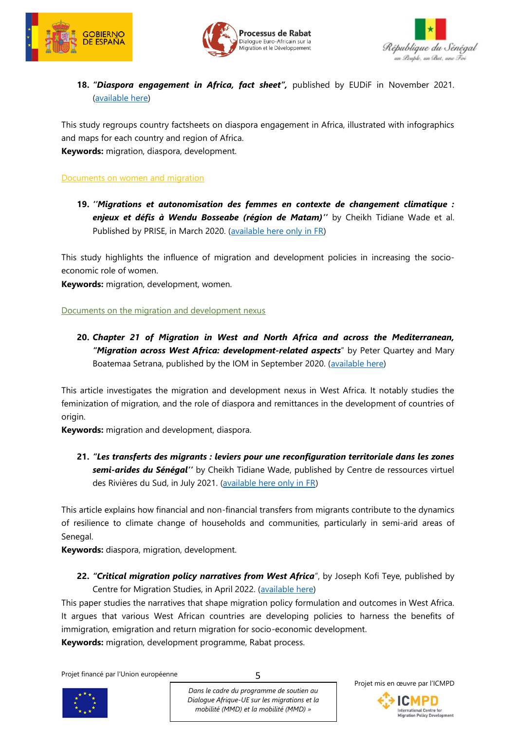18. ***"Diaspora engagement in Africa, fact sheet",*** published by EUDiF in November 2021. (available here)

This study regroups country factsheets on diaspora engagement in Africa, illustrated with infographics and maps for each country and region of Africa.
**Keywords:** migration, diaspora, development.

Documents on women and migration

19. ***''Migrations et autonomisation des femmes en contexte de changement climatique : enjeux et défis à Wendu Bosseabe (région de Matam)''*** by Cheikh Tidiane Wade et al. Published by PRISE, in March 2020. (available here only in FR)

This study highlights the influence of migration and development policies in increasing the socio-economic role of women.
**Keywords:** migration, development, women.

Documents on the migration and development nexus

20. ***Chapter 21 of Migration in West and North Africa and across the Mediterranean, "Migration across West Africa: development-related aspects***" by Peter Quartey and Mary Boatemaa Setrana, published by the IOM in September 2020. (available here)

This article investigates the migration and development nexus in West Africa. It notably studies the feminization of migration, and the role of diaspora and remittances in the development of countries of origin.
**Keywords:** migration and development, diaspora.

21. ***"Les transferts des migrants : leviers pour une reconfiguration territoriale dans les zones semi-arides du Sénégal''*** by Cheikh Tidiane Wade, published by Centre de ressources virtuel des Rivières du Sud, in July 2021. (available here only in FR)

This article explains how financial and non-financial transfers from migrants contribute to the dynamics of resilience to climate change of households and communities, particularly in semi-arid areas of Senegal.
**Keywords:** diaspora, migration, development.

22. ***"Critical migration policy narratives from West Africa***", by Joseph Kofi Teye, published by Centre for Migration Studies, in April 2022. (available here)

This paper studies the narratives that shape migration policy formulation and outcomes in West Africa. It argues that various West African countries are developing policies to harness the benefits of immigration, emigration and return migration for socio-economic development.
**Keywords:** migration, development programme, Rabat process.